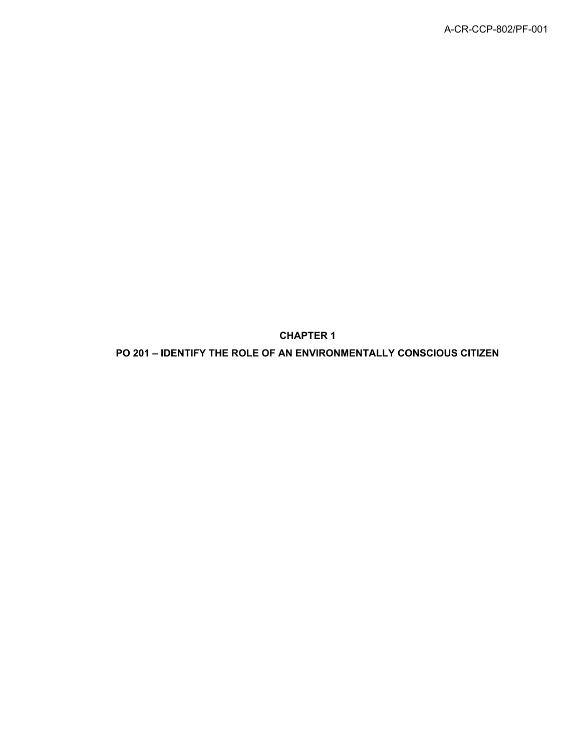# CHAPTER 1

## PO 201 – IDENTIFY THE ROLE OF AN ENVIRONMENTALLY CONSCIOUS CITIZEN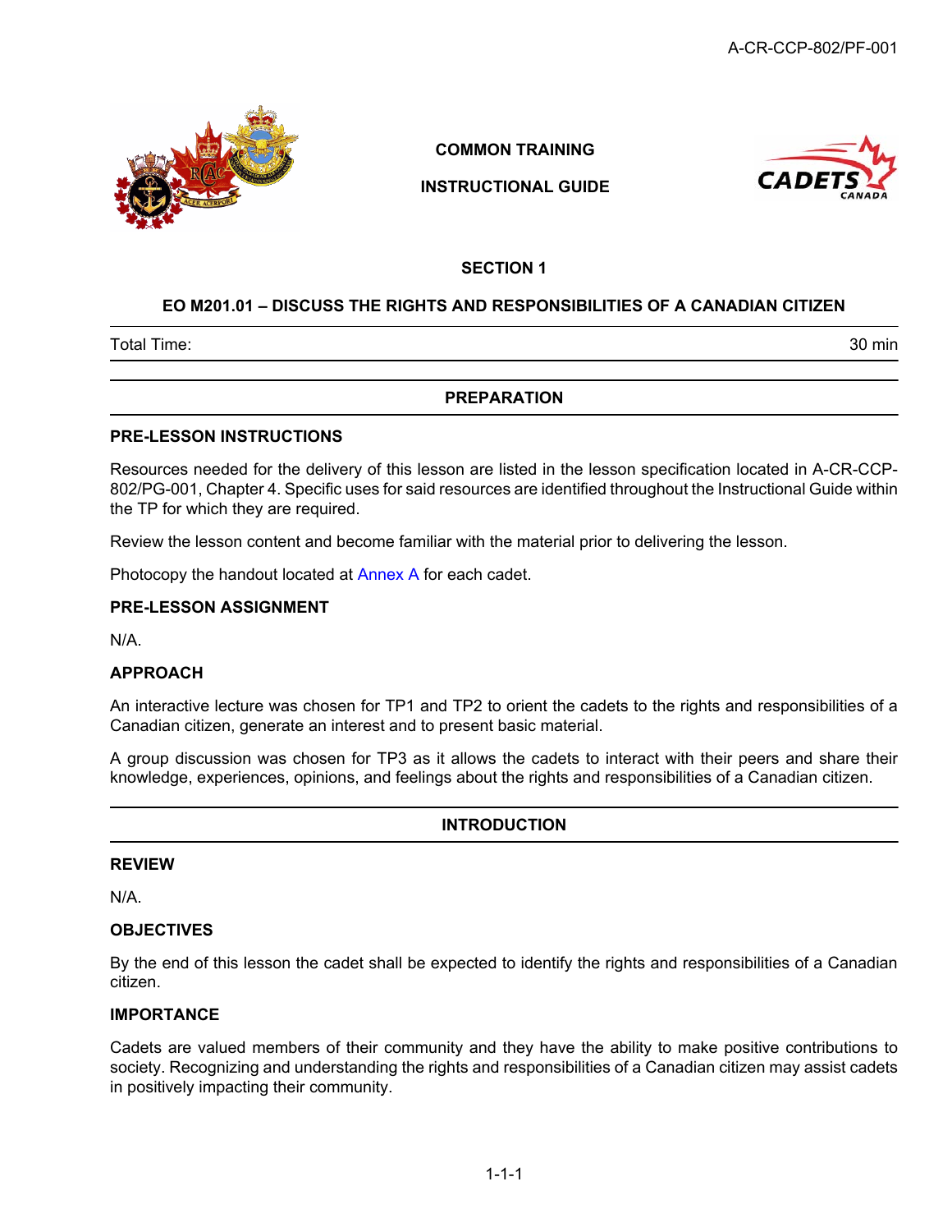COMMON TRAINING

INSTRUCTIONAL GUIDE

## SECTION 1

## EO M201.01 – DISCUSS THE RIGHTS AND RESPONSIBILITIES OF A CANADIAN CITIZEN

Total Time: 30 min

## PREPARATION

### PRE-LESSON INSTRUCTIONS

Resources needed for the delivery of this lesson are listed in the lesson specification located in A-CR-CCP-802/PG-001, Chapter 4. Specific uses for said resources are identified throughout the Instructional Guide within the TP for which they are required.

Review the lesson content and become familiar with the material prior to delivering the lesson.

Photocopy the handout located at Annex A for each cadet.

### PRE-LESSON ASSIGNMENT

N/A.

### APPROACH

An interactive lecture was chosen for TP1 and TP2 to orient the cadets to the rights and responsibilities of a Canadian citizen, generate an interest and to present basic material.

A group discussion was chosen for TP3 as it allows the cadets to interact with their peers and share their knowledge, experiences, opinions, and feelings about the rights and responsibilities of a Canadian citizen.

## INTRODUCTION

### REVIEW

N/A.

### OBJECTIVES

By the end of this lesson the cadet shall be expected to identify the rights and responsibilities of a Canadian citizen.

### IMPORTANCE

Cadets are valued members of their community and they have the ability to make positive contributions to society. Recognizing and understanding the rights and responsibilities of a Canadian citizen may assist cadets in positively impacting their community.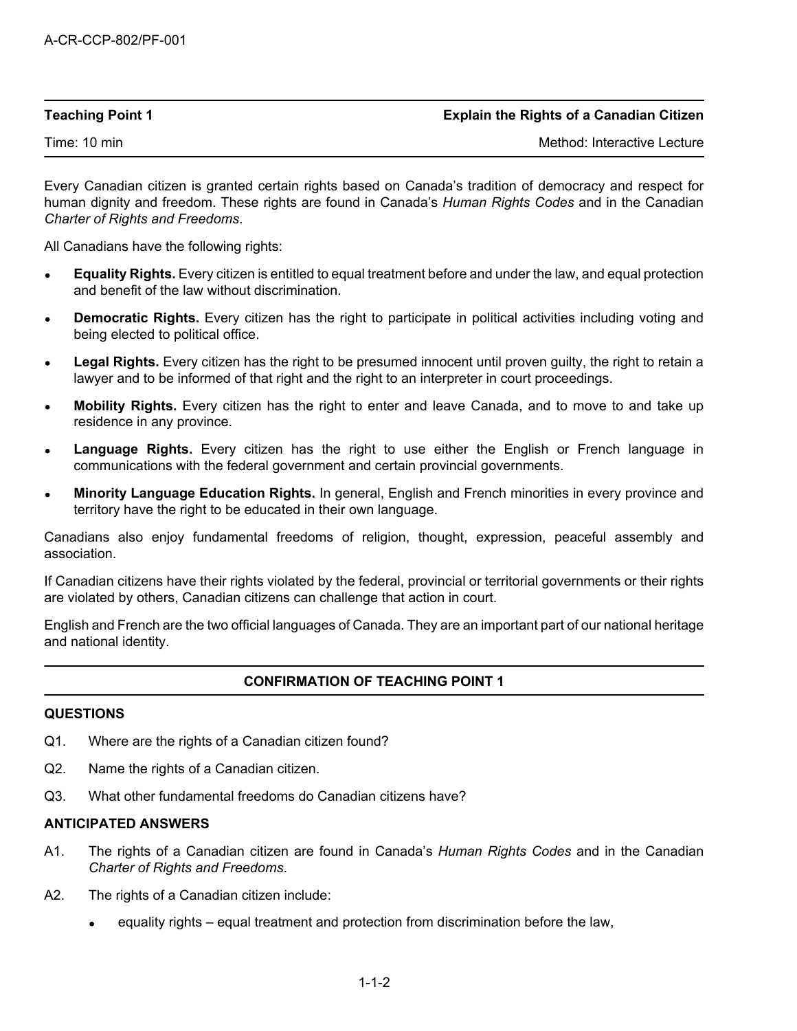| **Teaching Point 1** | **Explain the Rights of a Canadian Citizen** |
|---|---|
| Time: 10 min | Method: Interactive Lecture |

Every Canadian citizen is granted certain rights based on Canada's tradition of democracy and respect for human dignity and freedom. These rights are found in Canada's *Human Rights Codes* and in the Canadian *Charter of Rights and Freedoms*.

All Canadians have the following rights:

- **Equality Rights.** Every citizen is entitled to equal treatment before and under the law, and equal protection and benefit of the law without discrimination.
- **Democratic Rights.** Every citizen has the right to participate in political activities including voting and being elected to political office.
- **Legal Rights.** Every citizen has the right to be presumed innocent until proven guilty, the right to retain a lawyer and to be informed of that right and the right to an interpreter in court proceedings.
- **Mobility Rights.** Every citizen has the right to enter and leave Canada, and to move to and take up residence in any province.
- **Language Rights.** Every citizen has the right to use either the English or French language in communications with the federal government and certain provincial governments.
- **Minority Language Education Rights.** In general, English and French minorities in every province and territory have the right to be educated in their own language.

Canadians also enjoy fundamental freedoms of religion, thought, expression, peaceful assembly and association.

If Canadian citizens have their rights violated by the federal, provincial or territorial governments or their rights are violated by others, Canadian citizens can challenge that action in court.

English and French are the two official languages of Canada. They are an important part of our national heritage and national identity.

## CONFIRMATION OF TEACHING POINT 1

### QUESTIONS

Q1. Where are the rights of a Canadian citizen found?

Q2. Name the rights of a Canadian citizen.

Q3. What other fundamental freedoms do Canadian citizens have?

### ANTICIPATED ANSWERS

A1. The rights of a Canadian citizen are found in Canada's *Human Rights Codes* and in the Canadian *Charter of Rights and Freedoms*.

A2. The rights of a Canadian citizen include:

- equality rights – equal treatment and protection from discrimination before the law,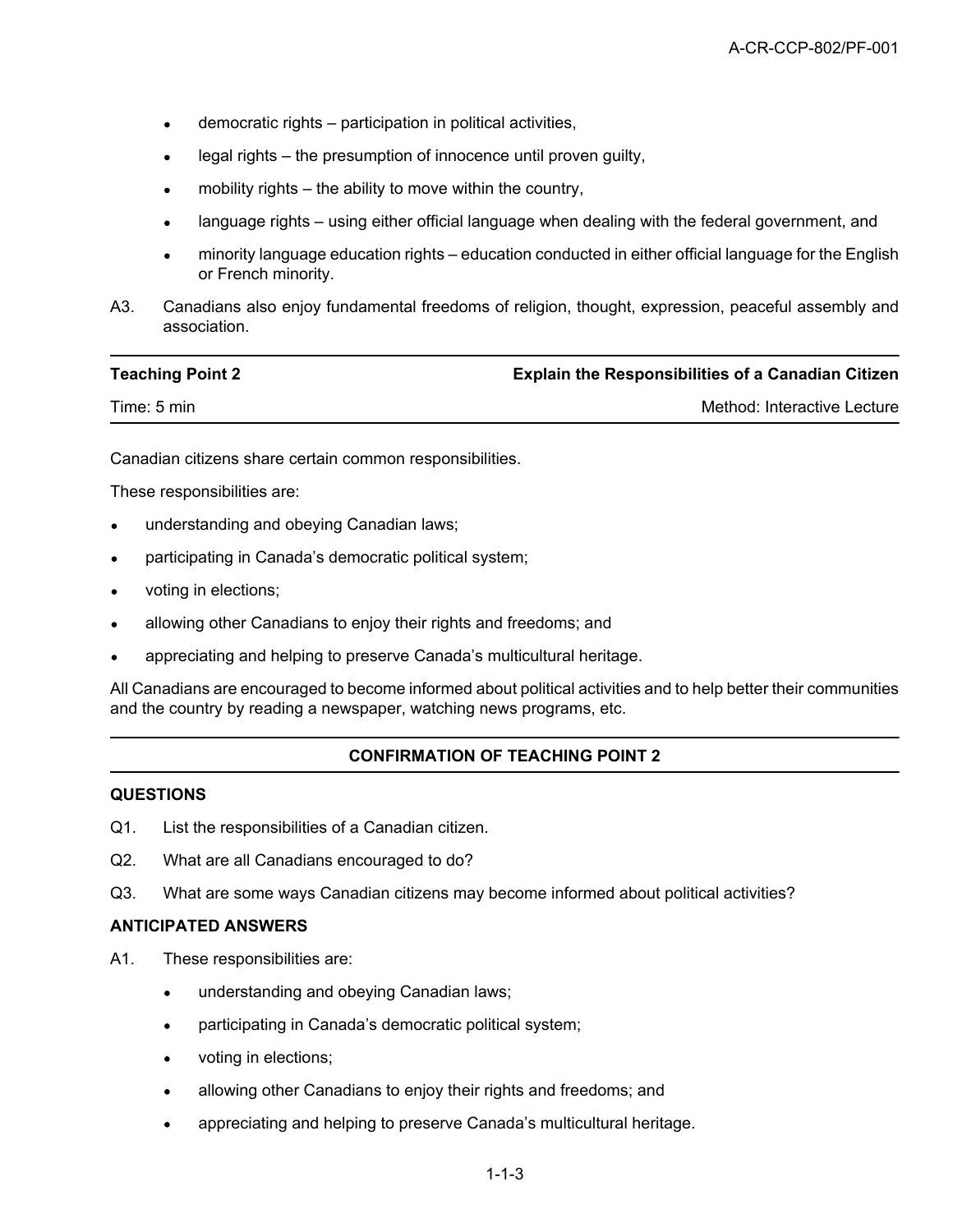- democratic rights – participation in political activities,
- legal rights – the presumption of innocence until proven guilty,
- mobility rights – the ability to move within the country,
- language rights – using either official language when dealing with the federal government, and
- minority language education rights – education conducted in either official language for the English or French minority.

A3. Canadians also enjoy fundamental freedoms of religion, thought, expression, peaceful assembly and association.

| **Teaching Point 2** | **Explain the Responsibilities of a Canadian Citizen** |
|---|---|
| Time: 5 min | Method: Interactive Lecture |

Canadian citizens share certain common responsibilities.

These responsibilities are:

- understanding and obeying Canadian laws;
- participating in Canada's democratic political system;
- voting in elections;
- allowing other Canadians to enjoy their rights and freedoms; and
- appreciating and helping to preserve Canada's multicultural heritage.

All Canadians are encouraged to become informed about political activities and to help better their communities and the country by reading a newspaper, watching news programs, etc.

## CONFIRMATION OF TEACHING POINT 2

**QUESTIONS**

Q1. List the responsibilities of a Canadian citizen.

Q2. What are all Canadians encouraged to do?

Q3. What are some ways Canadian citizens may become informed about political activities?

**ANTICIPATED ANSWERS**

A1. These responsibilities are:

- understanding and obeying Canadian laws;
- participating in Canada's democratic political system;
- voting in elections;
- allowing other Canadians to enjoy their rights and freedoms; and
- appreciating and helping to preserve Canada's multicultural heritage.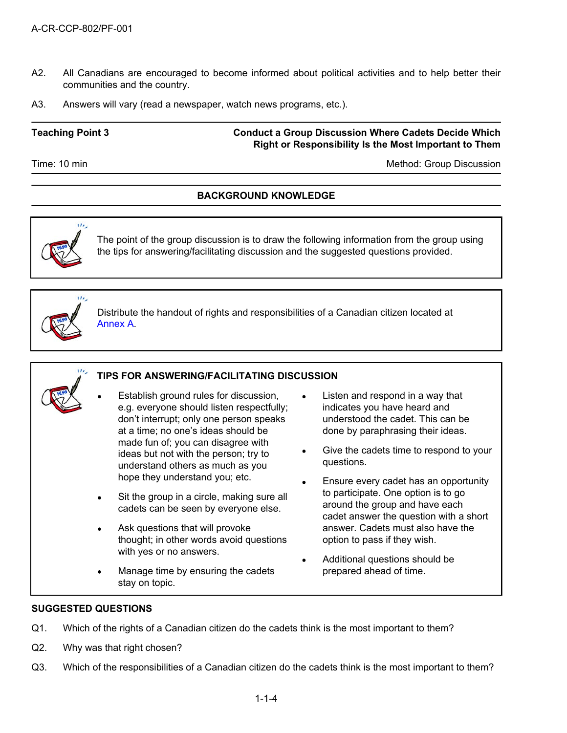A2. All Canadians are encouraged to become informed about political activities and to help better their communities and the country.

A3. Answers will vary (read a newspaper, watch news programs, etc.).

| Teaching Point 3 | Conduct a Group Discussion Where Cadets Decide Which Right or Responsibility Is the Most Important to Them |
|---|---|
| Time: 10 min | Method: Group Discussion |

## BACKGROUND KNOWLEDGE

The point of the group discussion is to draw the following information from the group using the tips for answering/facilitating discussion and the suggested questions provided.

Distribute the handout of rights and responsibilities of a Canadian citizen located at Annex A.

**TIPS FOR ANSWERING/FACILITATING DISCUSSION**

- Establish ground rules for discussion, e.g. everyone should listen respectfully; don't interrupt; only one person speaks at a time; no one's ideas should be made fun of; you can disagree with ideas but not with the person; try to understand others as much as you hope they understand you; etc.
- Sit the group in a circle, making sure all cadets can be seen by everyone else.
- Ask questions that will provoke thought; in other words avoid questions with yes or no answers.
- Manage time by ensuring the cadets stay on topic.
- Listen and respond in a way that indicates you have heard and understood the cadet. This can be done by paraphrasing their ideas.
- Give the cadets time to respond to your questions.
- Ensure every cadet has an opportunity to participate. One option is to go around the group and have each cadet answer the question with a short answer. Cadets must also have the option to pass if they wish.
- Additional questions should be prepared ahead of time.

### SUGGESTED QUESTIONS

Q1. Which of the rights of a Canadian citizen do the cadets think is the most important to them?

Q2. Why was that right chosen?

Q3. Which of the responsibilities of a Canadian citizen do the cadets think is the most important to them?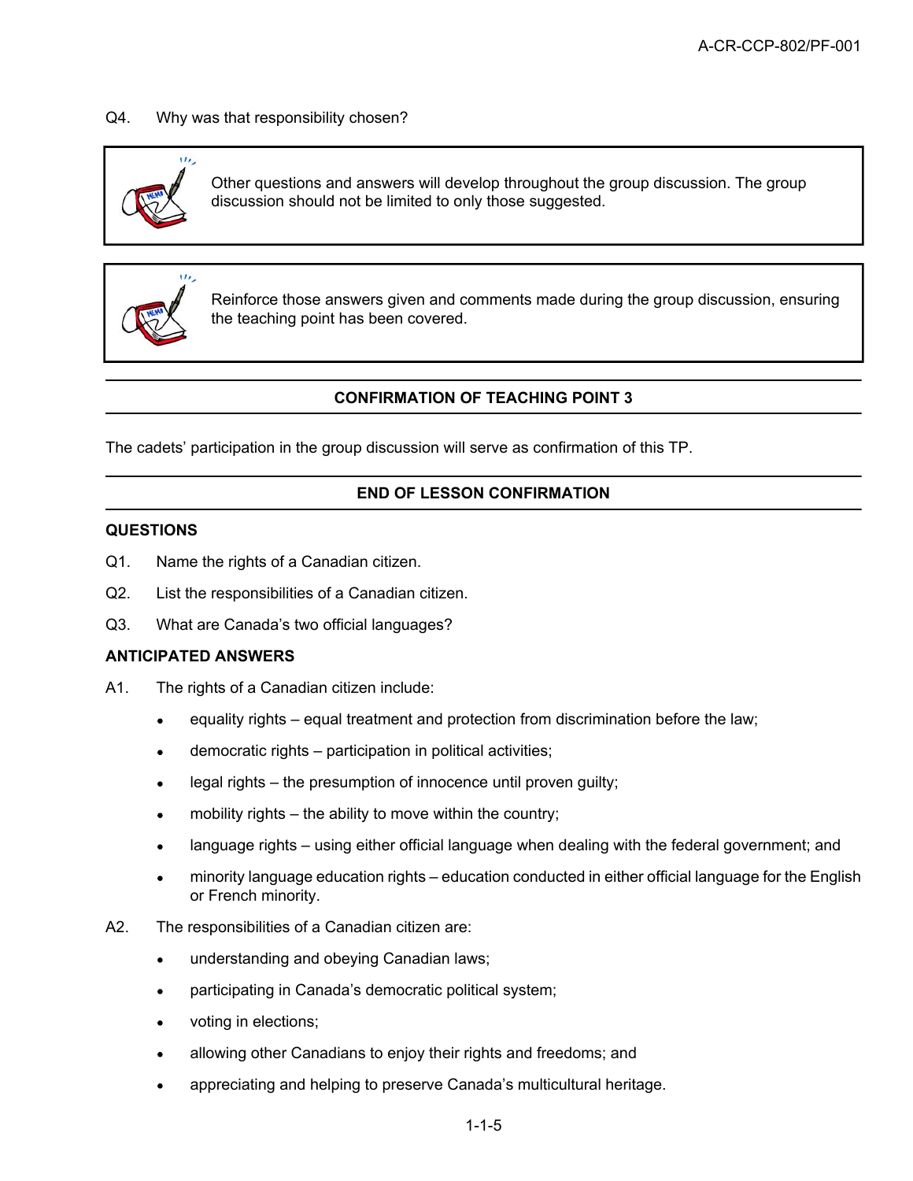Q4. Why was that responsibility chosen?

> Other questions and answers will develop throughout the group discussion. The group discussion should not be limited to only those suggested.

> Reinforce those answers given and comments made during the group discussion, ensuring the teaching point has been covered.

## CONFIRMATION OF TEACHING POINT 3

The cadets' participation in the group discussion will serve as confirmation of this TP.

## END OF LESSON CONFIRMATION

### QUESTIONS

Q1. Name the rights of a Canadian citizen.

Q2. List the responsibilities of a Canadian citizen.

Q3. What are Canada's two official languages?

### ANTICIPATED ANSWERS

A1. The rights of a Canadian citizen include:

- equality rights – equal treatment and protection from discrimination before the law;
- democratic rights – participation in political activities;
- legal rights – the presumption of innocence until proven guilty;
- mobility rights – the ability to move within the country;
- language rights – using either official language when dealing with the federal government; and
- minority language education rights – education conducted in either official language for the English or French minority.

A2. The responsibilities of a Canadian citizen are:

- understanding and obeying Canadian laws;
- participating in Canada's democratic political system;
- voting in elections;
- allowing other Canadians to enjoy their rights and freedoms; and
- appreciating and helping to preserve Canada's multicultural heritage.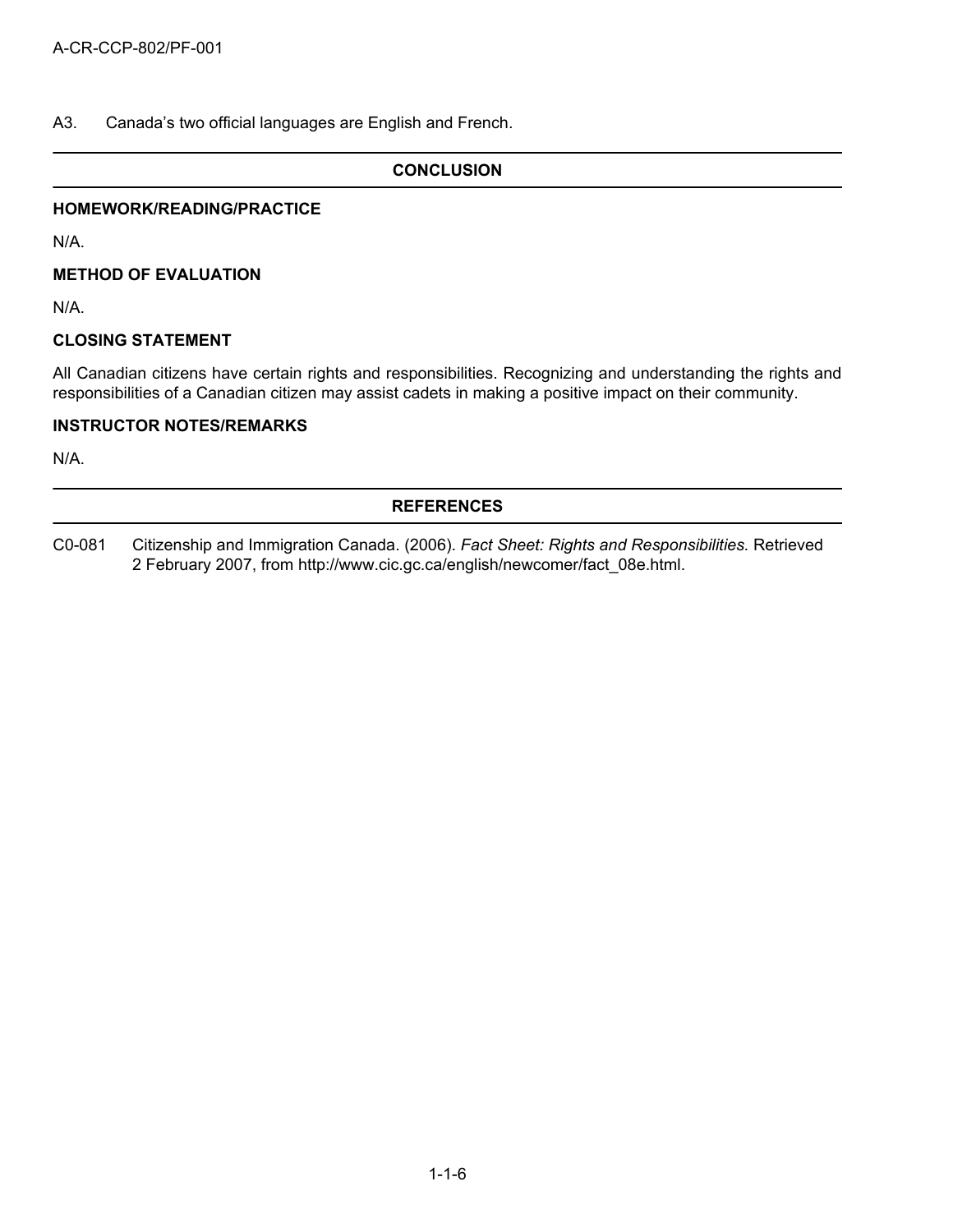A3. Canada's two official languages are English and French.

## CONCLUSION

### HOMEWORK/READING/PRACTICE

N/A.

### METHOD OF EVALUATION

N/A.

### CLOSING STATEMENT

All Canadian citizens have certain rights and responsibilities. Recognizing and understanding the rights and responsibilities of a Canadian citizen may assist cadets in making a positive impact on their community.

### INSTRUCTOR NOTES/REMARKS

N/A.

## REFERENCES

C0-081 Citizenship and Immigration Canada. (2006). *Fact Sheet: Rights and Responsibilities.* Retrieved 2 February 2007, from http://www.cic.gc.ca/english/newcomer/fact_08e.html.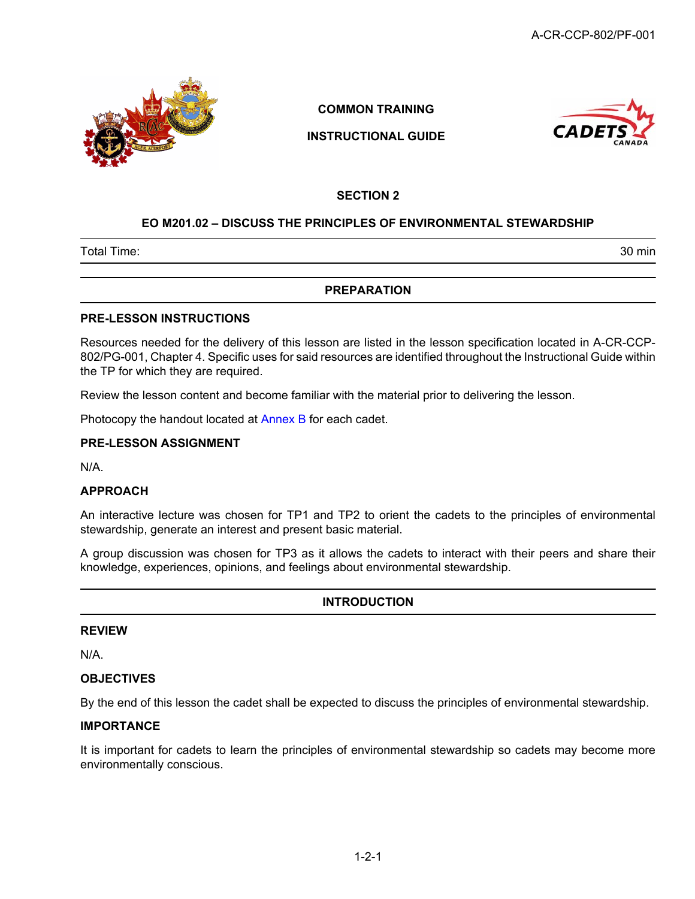COMMON TRAINING

INSTRUCTIONAL GUIDE

## SECTION 2

## EO M201.02 – DISCUSS THE PRINCIPLES OF ENVIRONMENTAL STEWARDSHIP

| Total Time: | 30 min |
|---|---|

## PREPARATION

### PRE-LESSON INSTRUCTIONS

Resources needed for the delivery of this lesson are listed in the lesson specification located in A-CR-CCP-802/PG-001, Chapter 4. Specific uses for said resources are identified throughout the Instructional Guide within the TP for which they are required.

Review the lesson content and become familiar with the material prior to delivering the lesson.

Photocopy the handout located at Annex B for each cadet.

### PRE-LESSON ASSIGNMENT

N/A.

### APPROACH

An interactive lecture was chosen for TP1 and TP2 to orient the cadets to the principles of environmental stewardship, generate an interest and present basic material.

A group discussion was chosen for TP3 as it allows the cadets to interact with their peers and share their knowledge, experiences, opinions, and feelings about environmental stewardship.

## INTRODUCTION

### REVIEW

N/A.

### OBJECTIVES

By the end of this lesson the cadet shall be expected to discuss the principles of environmental stewardship.

### IMPORTANCE

It is important for cadets to learn the principles of environmental stewardship so cadets may become more environmentally conscious.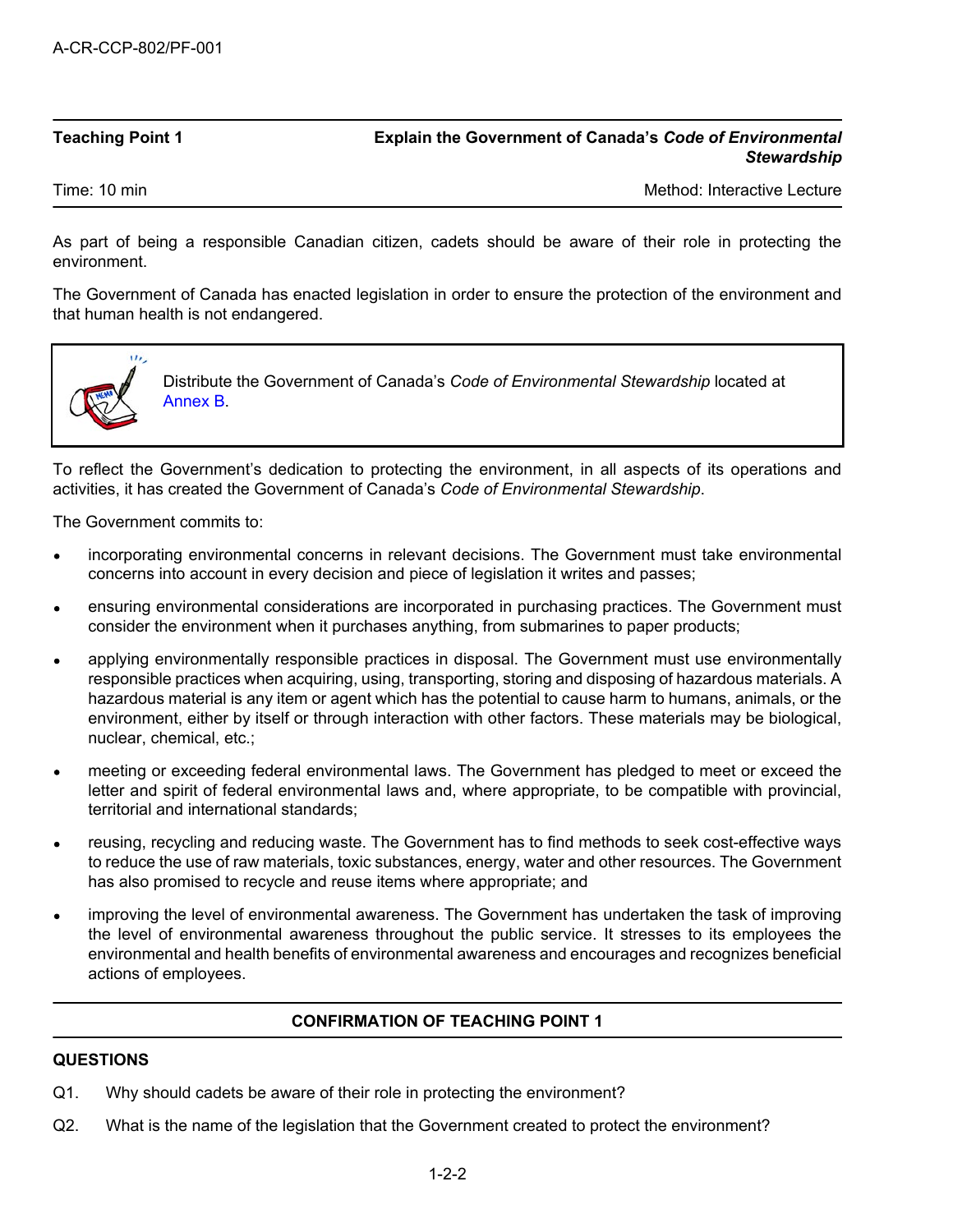**Teaching Point 1** | **Explain the Government of Canada's *Code of Environmental Stewardship***

Time: 10 min | Method: Interactive Lecture

As part of being a responsible Canadian citizen, cadets should be aware of their role in protecting the environment.

The Government of Canada has enacted legislation in order to ensure the protection of the environment and that human health is not endangered.

> Distribute the Government of Canada's *Code of Environmental Stewardship* located at Annex B.

To reflect the Government's dedication to protecting the environment, in all aspects of its operations and activities, it has created the Government of Canada's *Code of Environmental Stewardship*.

The Government commits to:

- incorporating environmental concerns in relevant decisions. The Government must take environmental concerns into account in every decision and piece of legislation it writes and passes;
- ensuring environmental considerations are incorporated in purchasing practices. The Government must consider the environment when it purchases anything, from submarines to paper products;
- applying environmentally responsible practices in disposal. The Government must use environmentally responsible practices when acquiring, using, transporting, storing and disposing of hazardous materials. A hazardous material is any item or agent which has the potential to cause harm to humans, animals, or the environment, either by itself or through interaction with other factors. These materials may be biological, nuclear, chemical, etc.;
- meeting or exceeding federal environmental laws. The Government has pledged to meet or exceed the letter and spirit of federal environmental laws and, where appropriate, to be compatible with provincial, territorial and international standards;
- reusing, recycling and reducing waste. The Government has to find methods to seek cost-effective ways to reduce the use of raw materials, toxic substances, energy, water and other resources. The Government has also promised to recycle and reuse items where appropriate; and
- improving the level of environmental awareness. The Government has undertaken the task of improving the level of environmental awareness throughout the public service. It stresses to its employees the environmental and health benefits of environmental awareness and encourages and recognizes beneficial actions of employees.

**CONFIRMATION OF TEACHING POINT 1**

**QUESTIONS**

Q1. Why should cadets be aware of their role in protecting the environment?

Q2. What is the name of the legislation that the Government created to protect the environment?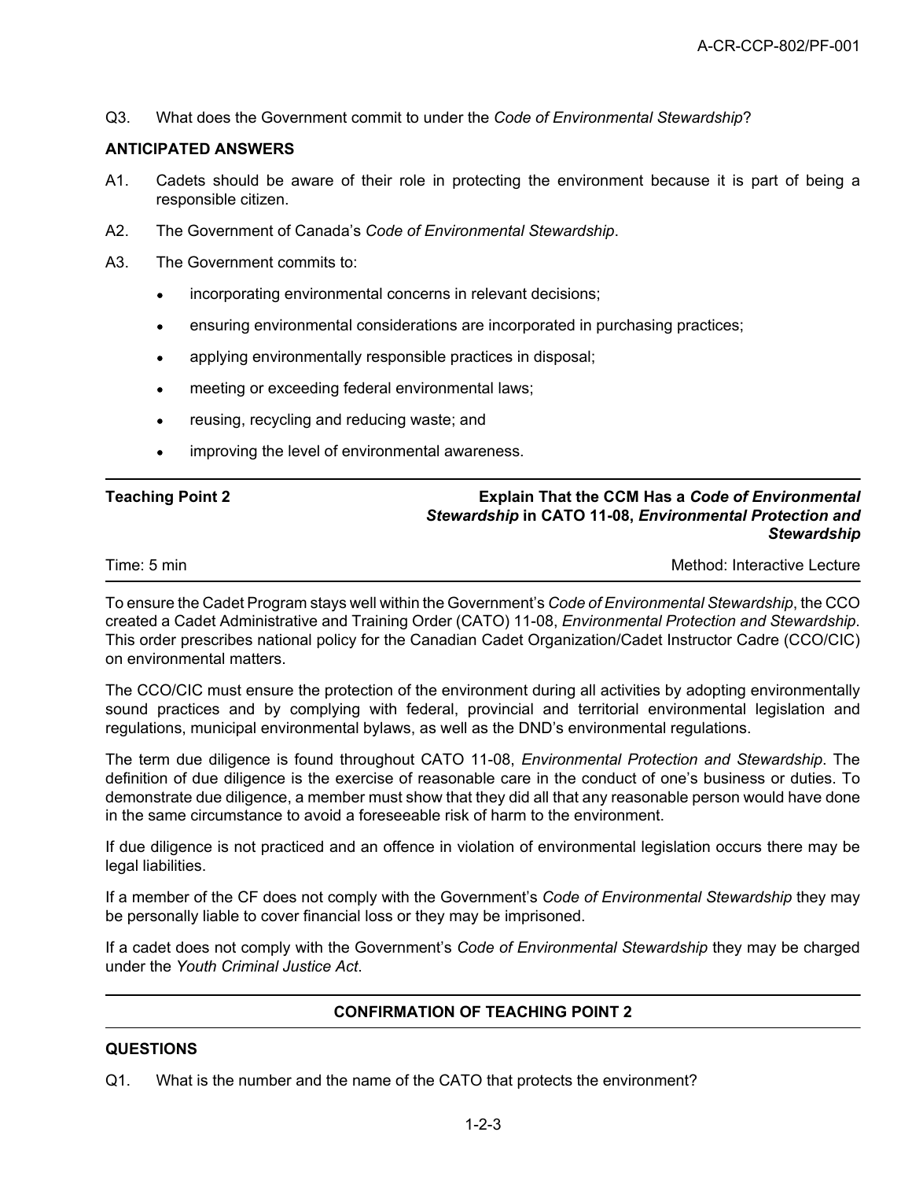Q3. What does the Government commit to under the *Code of Environmental Stewardship*?

**ANTICIPATED ANSWERS**

A1. Cadets should be aware of their role in protecting the environment because it is part of being a responsible citizen.

A2. The Government of Canada's *Code of Environmental Stewardship*.

A3. The Government commits to:

- incorporating environmental concerns in relevant decisions;
- ensuring environmental considerations are incorporated in purchasing practices;
- applying environmentally responsible practices in disposal;
- meeting or exceeding federal environmental laws;
- reusing, recycling and reducing waste; and
- improving the level of environmental awareness.

---

| Teaching Point 2 | Explain That the CCM Has a *Code of Environmental Stewardship* in CATO 11-08, *Environmental Protection and Stewardship* |
|---|---|
| Time: 5 min | Method: Interactive Lecture |

To ensure the Cadet Program stays well within the Government's *Code of Environmental Stewardship*, the CCO created a Cadet Administrative and Training Order (CATO) 11-08, *Environmental Protection and Stewardship*. This order prescribes national policy for the Canadian Cadet Organization/Cadet Instructor Cadre (CCO/CIC) on environmental matters.

The CCO/CIC must ensure the protection of the environment during all activities by adopting environmentally sound practices and by complying with federal, provincial and territorial environmental legislation and regulations, municipal environmental bylaws, as well as the DND's environmental regulations.

The term due diligence is found throughout CATO 11-08, *Environmental Protection and Stewardship*. The definition of due diligence is the exercise of reasonable care in the conduct of one's business or duties. To demonstrate due diligence, a member must show that they did all that any reasonable person would have done in the same circumstance to avoid a foreseeable risk of harm to the environment.

If due diligence is not practiced and an offence in violation of environmental legislation occurs there may be legal liabilities.

If a member of the CF does not comply with the Government's *Code of Environmental Stewardship* they may be personally liable to cover financial loss or they may be imprisoned.

If a cadet does not comply with the Government's *Code of Environmental Stewardship* they may be charged under the *Youth Criminal Justice Act*.

---

**CONFIRMATION OF TEACHING POINT 2**

---

**QUESTIONS**

Q1. What is the number and the name of the CATO that protects the environment?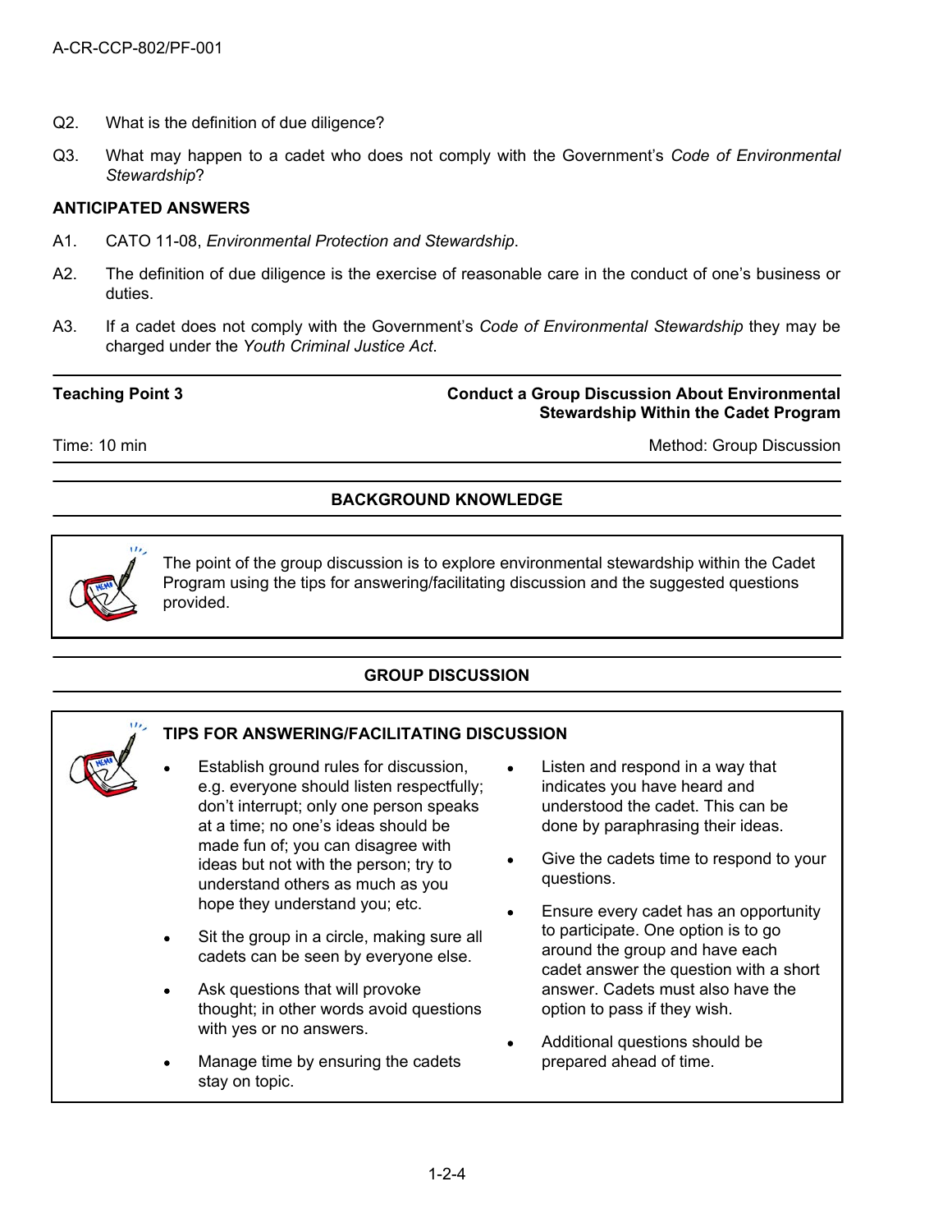Q2. What is the definition of due diligence?

Q3. What may happen to a cadet who does not comply with the Government's *Code of Environmental Stewardship*?

**ANTICIPATED ANSWERS**

A1. CATO 11-08, *Environmental Protection and Stewardship*.

A2. The definition of due diligence is the exercise of reasonable care in the conduct of one's business or duties.

A3. If a cadet does not comply with the Government's *Code of Environmental Stewardship* they may be charged under the *Youth Criminal Justice Act*.

---

**Teaching Point 3** — **Conduct a Group Discussion About Environmental Stewardship Within the Cadet Program**

Time: 10 min — Method: Group Discussion

---

## BACKGROUND KNOWLEDGE

The point of the group discussion is to explore environmental stewardship within the Cadet Program using the tips for answering/facilitating discussion and the suggested questions provided.

## GROUP DISCUSSION

**TIPS FOR ANSWERING/FACILITATING DISCUSSION**

- Establish ground rules for discussion, e.g. everyone should listen respectfully; don't interrupt; only one person speaks at a time; no one's ideas should be made fun of; you can disagree with ideas but not with the person; try to understand others as much as you hope they understand you; etc.
- Sit the group in a circle, making sure all cadets can be seen by everyone else.
- Ask questions that will provoke thought; in other words avoid questions with yes or no answers.
- Manage time by ensuring the cadets stay on topic.
- Listen and respond in a way that indicates you have heard and understood the cadet. This can be done by paraphrasing their ideas.
- Give the cadets time to respond to your questions.
- Ensure every cadet has an opportunity to participate. One option is to go around the group and have each cadet answer the question with a short answer. Cadets must also have the option to pass if they wish.
- Additional questions should be prepared ahead of time.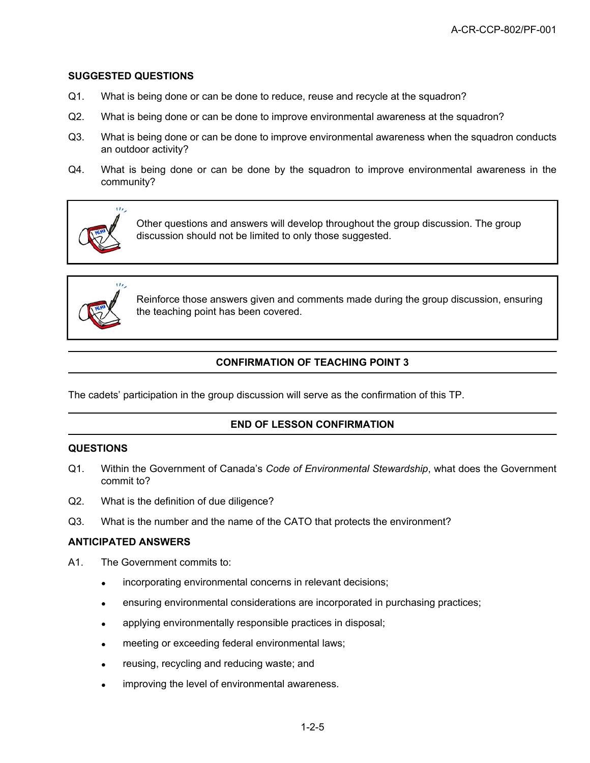**SUGGESTED QUESTIONS**

Q1. What is being done or can be done to reduce, reuse and recycle at the squadron?

Q2. What is being done or can be done to improve environmental awareness at the squadron?

Q3. What is being done or can be done to improve environmental awareness when the squadron conducts an outdoor activity?

Q4. What is being done or can be done by the squadron to improve environmental awareness in the community?

> Other questions and answers will develop throughout the group discussion. The group discussion should not be limited to only those suggested.

> Reinforce those answers given and comments made during the group discussion, ensuring the teaching point has been covered.

## CONFIRMATION OF TEACHING POINT 3

The cadets' participation in the group discussion will serve as the confirmation of this TP.

## END OF LESSON CONFIRMATION

**QUESTIONS**

Q1. Within the Government of Canada's *Code of Environmental Stewardship*, what does the Government commit to?

Q2. What is the definition of due diligence?

Q3. What is the number and the name of the CATO that protects the environment?

**ANTICIPATED ANSWERS**

A1. The Government commits to:

- incorporating environmental concerns in relevant decisions;
- ensuring environmental considerations are incorporated in purchasing practices;
- applying environmentally responsible practices in disposal;
- meeting or exceeding federal environmental laws;
- reusing, recycling and reducing waste; and
- improving the level of environmental awareness.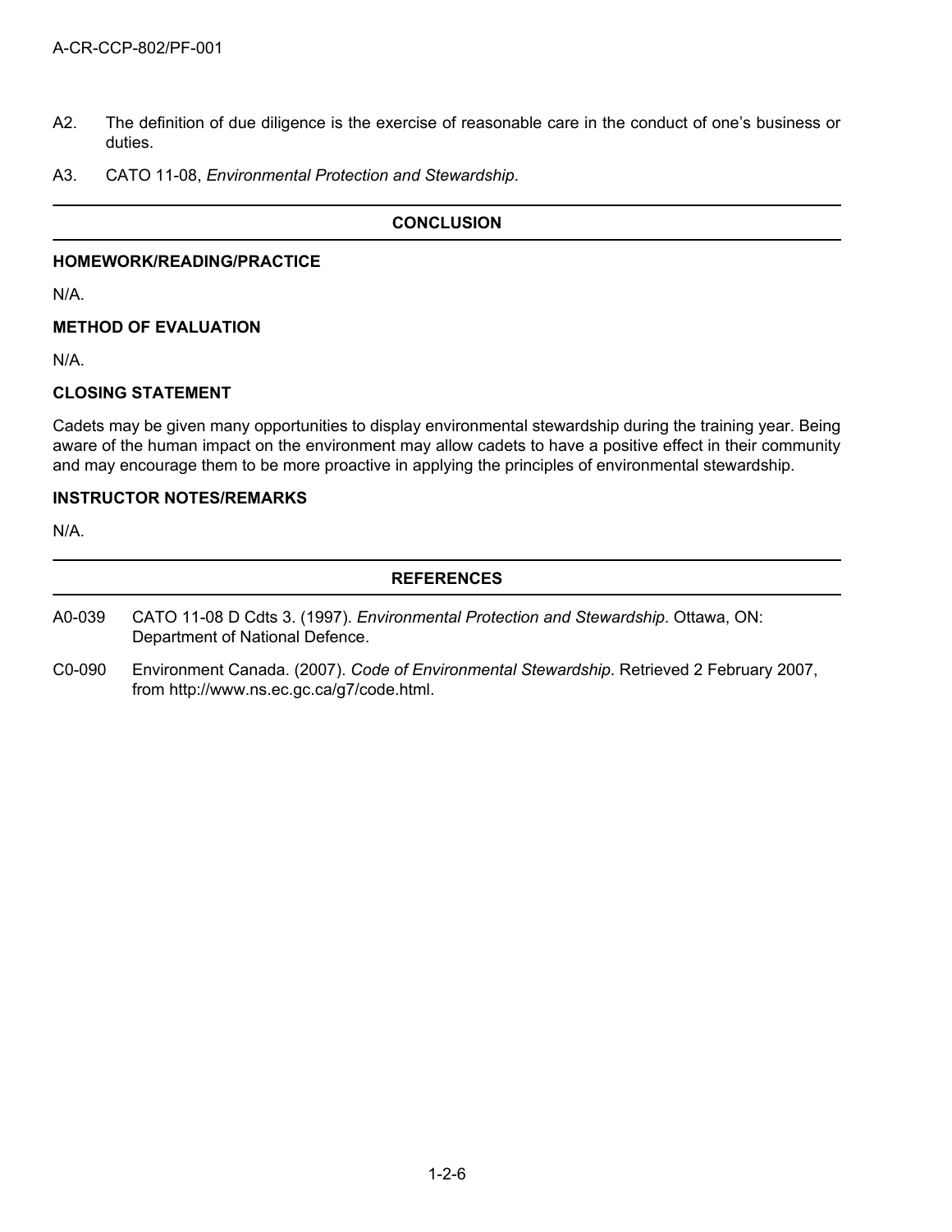A2. The definition of due diligence is the exercise of reasonable care in the conduct of one's business or duties.

A3. CATO 11-08, *Environmental Protection and Stewardship*.

## CONCLUSION

### HOMEWORK/READING/PRACTICE

N/A.

### METHOD OF EVALUATION

N/A.

### CLOSING STATEMENT

Cadets may be given many opportunities to display environmental stewardship during the training year. Being aware of the human impact on the environment may allow cadets to have a positive effect in their community and may encourage them to be more proactive in applying the principles of environmental stewardship.

### INSTRUCTOR NOTES/REMARKS

N/A.

## REFERENCES

A0-039 CATO 11-08 D Cdts 3. (1997). *Environmental Protection and Stewardship*. Ottawa, ON: Department of National Defence.

C0-090 Environment Canada. (2007). *Code of Environmental Stewardship*. Retrieved 2 February 2007, from http://www.ns.ec.gc.ca/g7/code.html.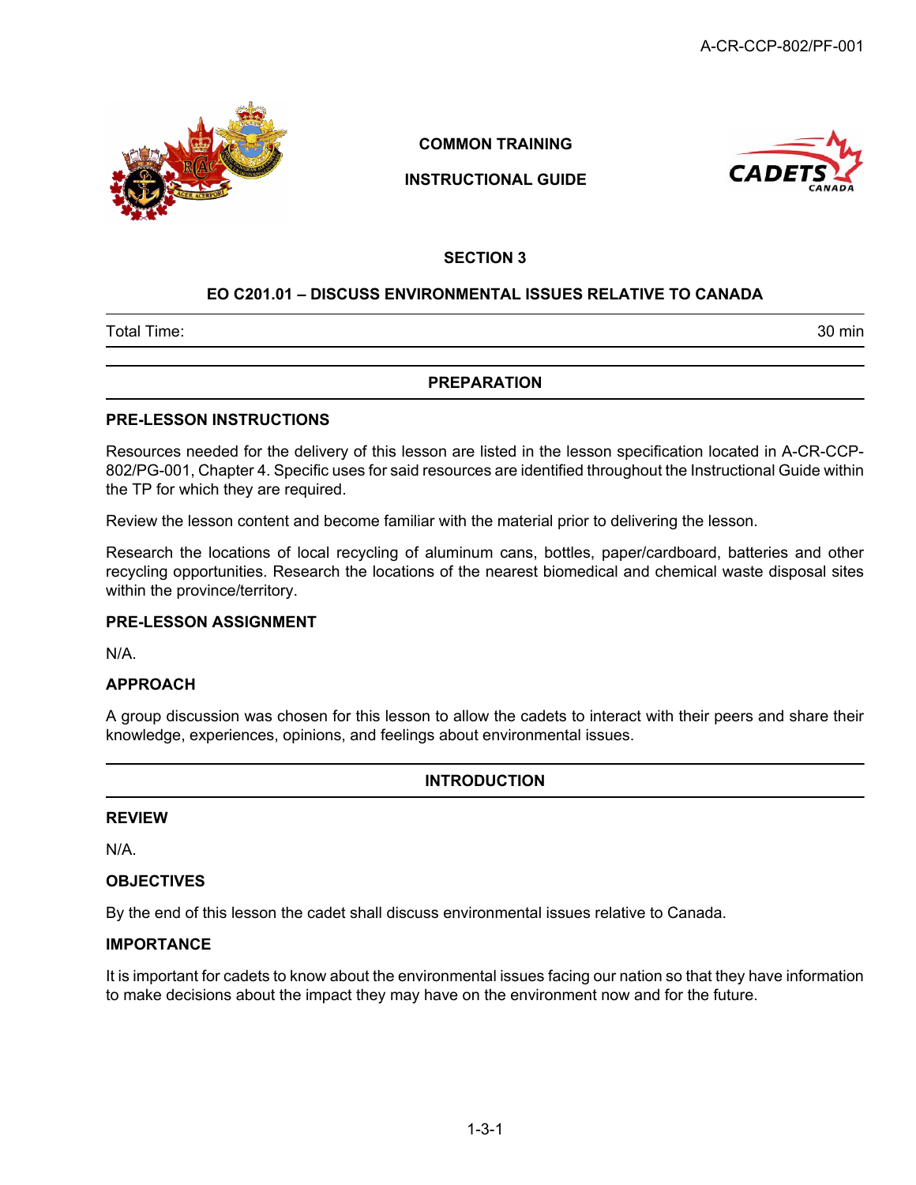COMMON TRAINING

INSTRUCTIONAL GUIDE

SECTION 3

## EO C201.01 – DISCUSS ENVIRONMENTAL ISSUES RELATIVE TO CANADA

| Total Time: | 30 min |
|---|---|

## PREPARATION

### PRE-LESSON INSTRUCTIONS

Resources needed for the delivery of this lesson are listed in the lesson specification located in A-CR-CCP-802/PG-001, Chapter 4. Specific uses for said resources are identified throughout the Instructional Guide within the TP for which they are required.

Review the lesson content and become familiar with the material prior to delivering the lesson.

Research the locations of local recycling of aluminum cans, bottles, paper/cardboard, batteries and other recycling opportunities. Research the locations of the nearest biomedical and chemical waste disposal sites within the province/territory.

### PRE-LESSON ASSIGNMENT

N/A.

### APPROACH

A group discussion was chosen for this lesson to allow the cadets to interact with their peers and share their knowledge, experiences, opinions, and feelings about environmental issues.

## INTRODUCTION

### REVIEW

N/A.

### OBJECTIVES

By the end of this lesson the cadet shall discuss environmental issues relative to Canada.

### IMPORTANCE

It is important for cadets to know about the environmental issues facing our nation so that they have information to make decisions about the impact they may have on the environment now and for the future.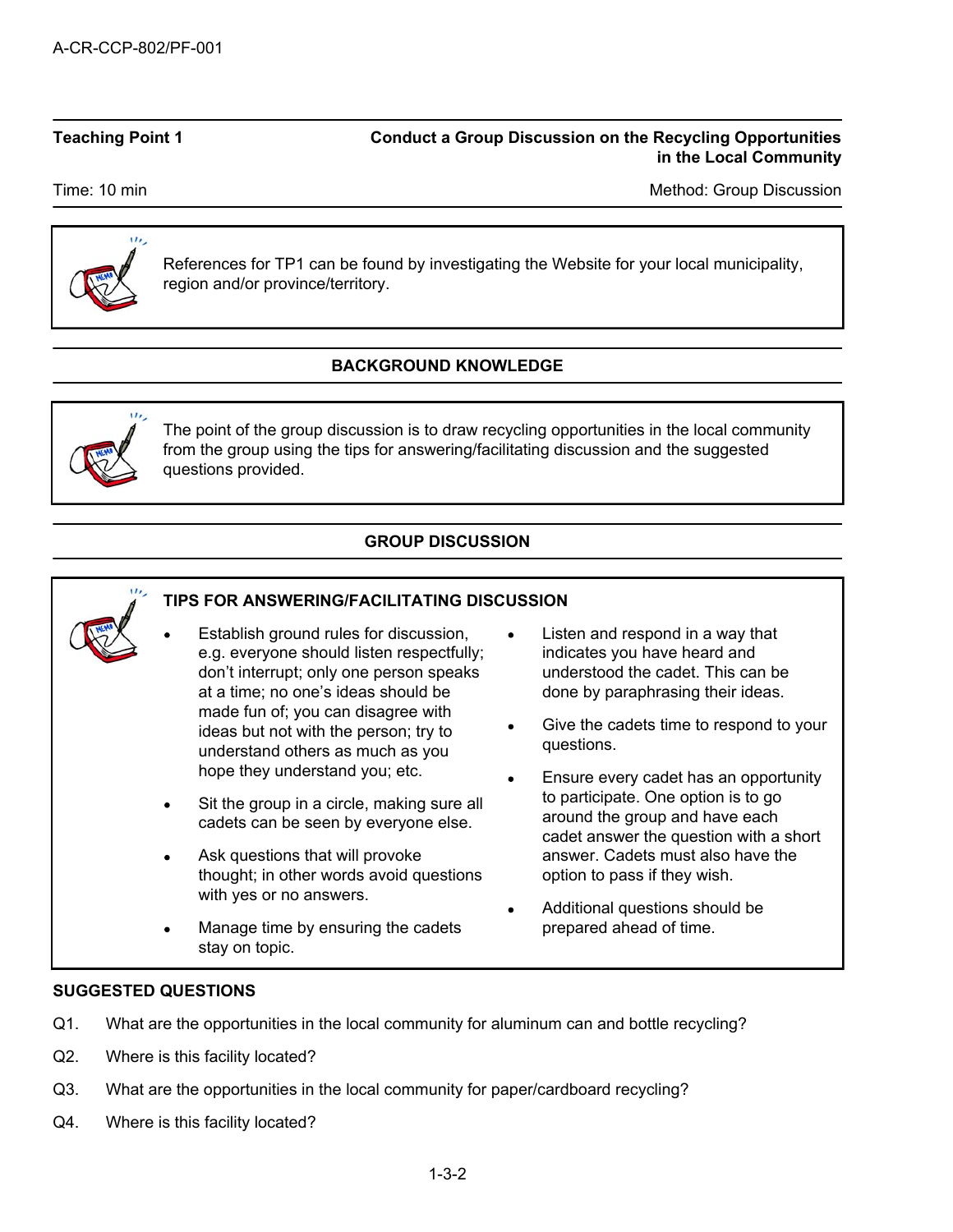**Teaching Point 1** — **Conduct a Group Discussion on the Recycling Opportunities in the Local Community**

Time: 10 min — Method: Group Discussion

> References for TP1 can be found by investigating the Website for your local municipality, region and/or province/territory.

## BACKGROUND KNOWLEDGE

> The point of the group discussion is to draw recycling opportunities in the local community from the group using the tips for answering/facilitating discussion and the suggested questions provided.

## GROUP DISCUSSION

> **TIPS FOR ANSWERING/FACILITATING DISCUSSION**
>
> - Establish ground rules for discussion, e.g. everyone should listen respectfully; don't interrupt; only one person speaks at a time; no one's ideas should be made fun of; you can disagree with ideas but not with the person; try to understand others as much as you hope they understand you; etc.
> - Sit the group in a circle, making sure all cadets can be seen by everyone else.
> - Ask questions that will provoke thought; in other words avoid questions with yes or no answers.
> - Manage time by ensuring the cadets stay on topic.
> - Listen and respond in a way that indicates you have heard and understood the cadet. This can be done by paraphrasing their ideas.
> - Give the cadets time to respond to your questions.
> - Ensure every cadet has an opportunity to participate. One option is to go around the group and have each cadet answer the question with a short answer. Cadets must also have the option to pass if they wish.
> - Additional questions should be prepared ahead of time.

**SUGGESTED QUESTIONS**

Q1. What are the opportunities in the local community for aluminum can and bottle recycling?

Q2. Where is this facility located?

Q3. What are the opportunities in the local community for paper/cardboard recycling?

Q4. Where is this facility located?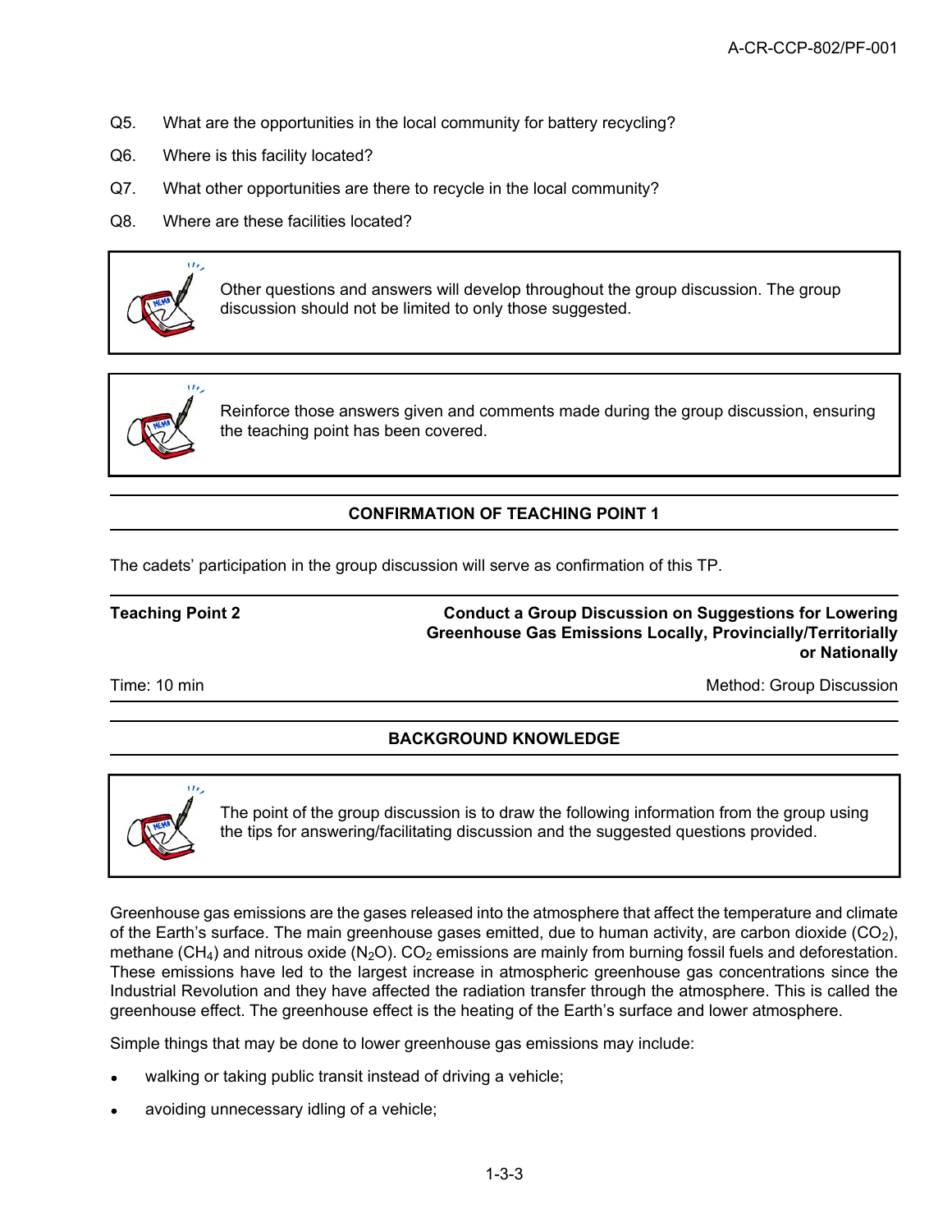Q5. What are the opportunities in the local community for battery recycling?

Q6. Where is this facility located?

Q7. What other opportunities are there to recycle in the local community?

Q8. Where are these facilities located?

> Other questions and answers will develop throughout the group discussion. The group discussion should not be limited to only those suggested.

> Reinforce those answers given and comments made during the group discussion, ensuring the teaching point has been covered.

**CONFIRMATION OF TEACHING POINT 1**

The cadets' participation in the group discussion will serve as confirmation of this TP.

| **Teaching Point 2** | **Conduct a Group Discussion on Suggestions for Lowering Greenhouse Gas Emissions Locally, Provincially/Territorially or Nationally** |
|---|---|
| Time: 10 min | Method: Group Discussion |

**BACKGROUND KNOWLEDGE**

> The point of the group discussion is to draw the following information from the group using the tips for answering/facilitating discussion and the suggested questions provided.

Greenhouse gas emissions are the gases released into the atmosphere that affect the temperature and climate of the Earth's surface. The main greenhouse gases emitted, due to human activity, are carbon dioxide ($CO_2$), methane ($CH_4$) and nitrous oxide ($N_2O$). $CO_2$ emissions are mainly from burning fossil fuels and deforestation. These emissions have led to the largest increase in atmospheric greenhouse gas concentrations since the Industrial Revolution and they have affected the radiation transfer through the atmosphere. This is called the greenhouse effect. The greenhouse effect is the heating of the Earth's surface and lower atmosphere.

Simple things that may be done to lower greenhouse gas emissions may include:

- walking or taking public transit instead of driving a vehicle;
- avoiding unnecessary idling of a vehicle;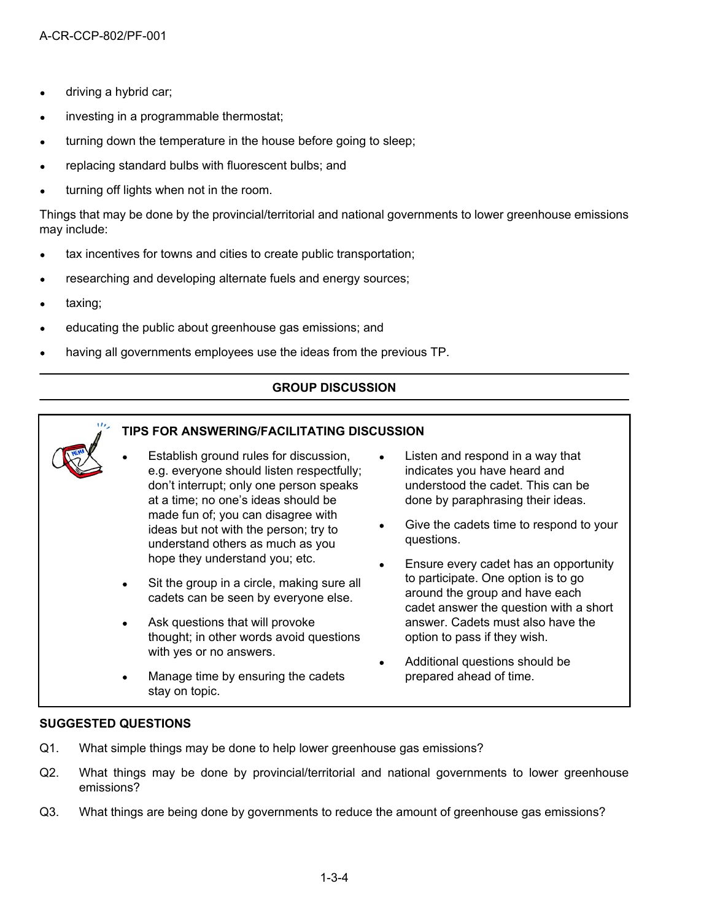- driving a hybrid car;
- investing in a programmable thermostat;
- turning down the temperature in the house before going to sleep;
- replacing standard bulbs with fluorescent bulbs; and
- turning off lights when not in the room.

Things that may be done by the provincial/territorial and national governments to lower greenhouse emissions may include:

- tax incentives for towns and cities to create public transportation;
- researching and developing alternate fuels and energy sources;
- taxing;
- educating the public about greenhouse gas emissions; and
- having all governments employees use the ideas from the previous TP.

## GROUP DISCUSSION

**TIPS FOR ANSWERING/FACILITATING DISCUSSION**

- Establish ground rules for discussion, e.g. everyone should listen respectfully; don't interrupt; only one person speaks at a time; no one's ideas should be made fun of; you can disagree with ideas but not with the person; try to understand others as much as you hope they understand you; etc.
- Sit the group in a circle, making sure all cadets can be seen by everyone else.
- Ask questions that will provoke thought; in other words avoid questions with yes or no answers.
- Manage time by ensuring the cadets stay on topic.
- Listen and respond in a way that indicates you have heard and understood the cadet. This can be done by paraphrasing their ideas.
- Give the cadets time to respond to your questions.
- Ensure every cadet has an opportunity to participate. One option is to go around the group and have each cadet answer the question with a short answer. Cadets must also have the option to pass if they wish.
- Additional questions should be prepared ahead of time.

**SUGGESTED QUESTIONS**

Q1. What simple things may be done to help lower greenhouse gas emissions?

Q2. What things may be done by provincial/territorial and national governments to lower greenhouse emissions?

Q3. What things are being done by governments to reduce the amount of greenhouse gas emissions?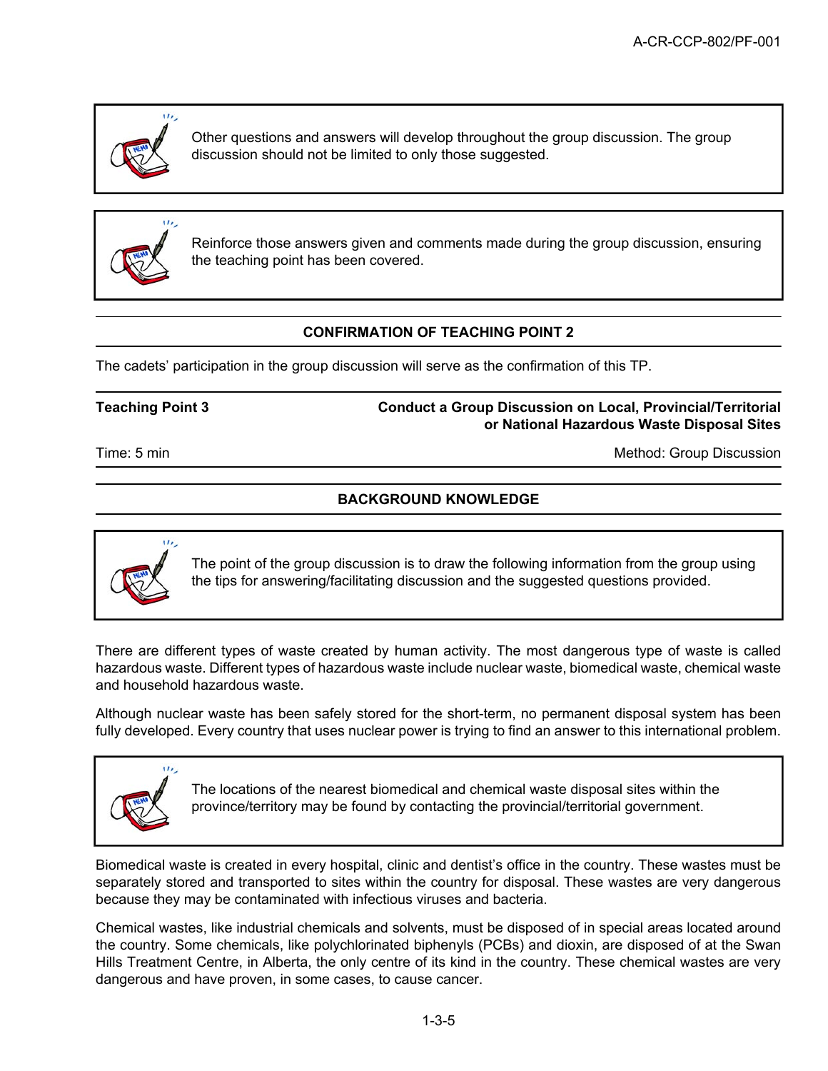> Other questions and answers will develop throughout the group discussion. The group discussion should not be limited to only those suggested.

> Reinforce those answers given and comments made during the group discussion, ensuring the teaching point has been covered.

**CONFIRMATION OF TEACHING POINT 2**

The cadets' participation in the group discussion will serve as the confirmation of this TP.

| **Teaching Point 3** | **Conduct a Group Discussion on Local, Provincial/Territorial or National Hazardous Waste Disposal Sites** |
|---|---|
| Time: 5 min | Method: Group Discussion |

**BACKGROUND KNOWLEDGE**

> The point of the group discussion is to draw the following information from the group using the tips for answering/facilitating discussion and the suggested questions provided.

There are different types of waste created by human activity. The most dangerous type of waste is called hazardous waste. Different types of hazardous waste include nuclear waste, biomedical waste, chemical waste and household hazardous waste.

Although nuclear waste has been safely stored for the short-term, no permanent disposal system has been fully developed. Every country that uses nuclear power is trying to find an answer to this international problem.

> The locations of the nearest biomedical and chemical waste disposal sites within the province/territory may be found by contacting the provincial/territorial government.

Biomedical waste is created in every hospital, clinic and dentist's office in the country. These wastes must be separately stored and transported to sites within the country for disposal. These wastes are very dangerous because they may be contaminated with infectious viruses and bacteria.

Chemical wastes, like industrial chemicals and solvents, must be disposed of in special areas located around the country. Some chemicals, like polychlorinated biphenyls (PCBs) and dioxin, are disposed of at the Swan Hills Treatment Centre, in Alberta, the only centre of its kind in the country. These chemical wastes are very dangerous and have proven, in some cases, to cause cancer.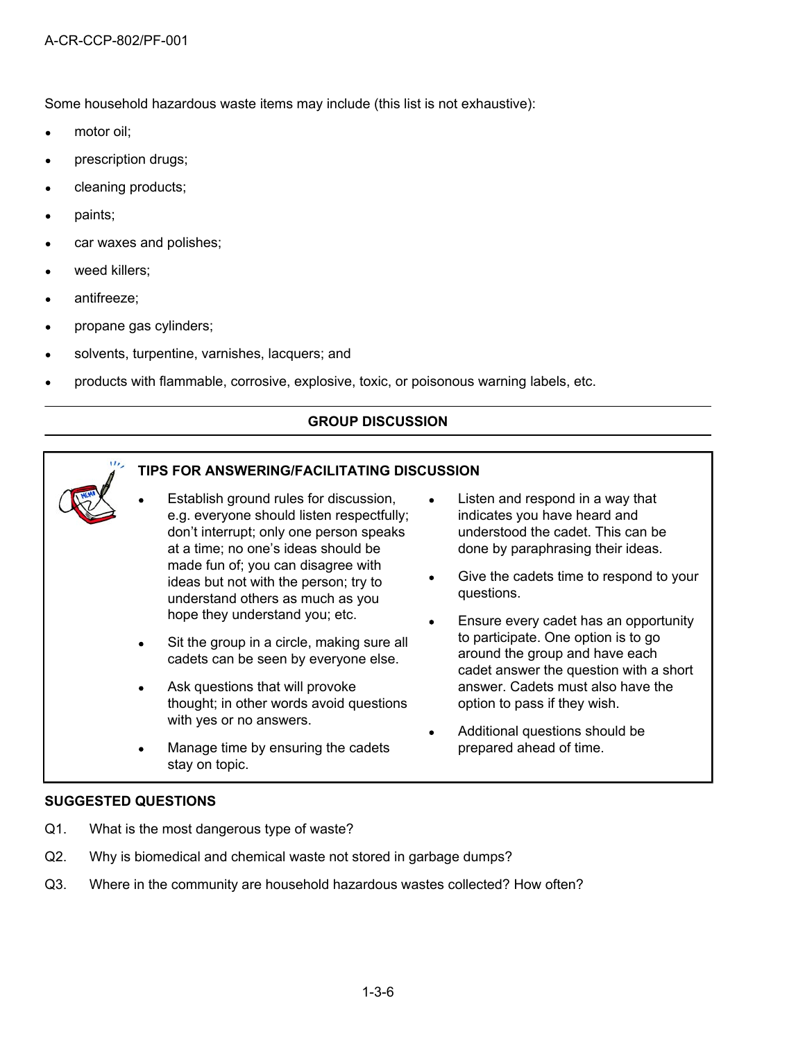Some household hazardous waste items may include (this list is not exhaustive):

- motor oil;
- prescription drugs;
- cleaning products;
- paints;
- car waxes and polishes;
- weed killers;
- antifreeze;
- propane gas cylinders;
- solvents, turpentine, varnishes, lacquers; and
- products with flammable, corrosive, explosive, toxic, or poisonous warning labels, etc.

---

**GROUP DISCUSSION**

---

**TIPS FOR ANSWERING/FACILITATING DISCUSSION**

- Establish ground rules for discussion, e.g. everyone should listen respectfully; don't interrupt; only one person speaks at a time; no one's ideas should be made fun of; you can disagree with ideas but not with the person; try to understand others as much as you hope they understand you; etc.
- Sit the group in a circle, making sure all cadets can be seen by everyone else.
- Ask questions that will provoke thought; in other words avoid questions with yes or no answers.
- Manage time by ensuring the cadets stay on topic.
- Listen and respond in a way that indicates you have heard and understood the cadet. This can be done by paraphrasing their ideas.
- Give the cadets time to respond to your questions.
- Ensure every cadet has an opportunity to participate. One option is to go around the group and have each cadet answer the question with a short answer. Cadets must also have the option to pass if they wish.
- Additional questions should be prepared ahead of time.

**SUGGESTED QUESTIONS**

Q1. What is the most dangerous type of waste?

Q2. Why is biomedical and chemical waste not stored in garbage dumps?

Q3. Where in the community are household hazardous wastes collected? How often?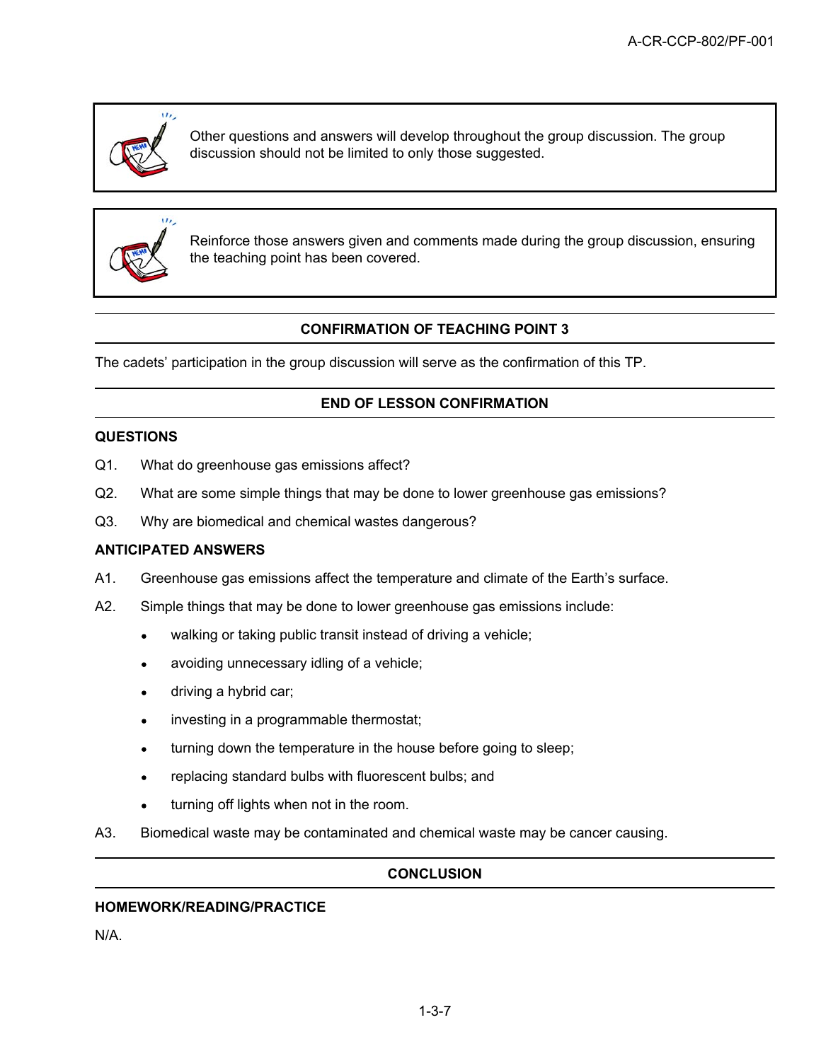Other questions and answers will develop throughout the group discussion. The group discussion should not be limited to only those suggested.

Reinforce those answers given and comments made during the group discussion, ensuring the teaching point has been covered.

## CONFIRMATION OF TEACHING POINT 3

The cadets' participation in the group discussion will serve as the confirmation of this TP.

## END OF LESSON CONFIRMATION

### QUESTIONS

Q1. What do greenhouse gas emissions affect?

Q2. What are some simple things that may be done to lower greenhouse gas emissions?

Q3. Why are biomedical and chemical wastes dangerous?

### ANTICIPATED ANSWERS

A1. Greenhouse gas emissions affect the temperature and climate of the Earth's surface.

A2. Simple things that may be done to lower greenhouse gas emissions include:

- walking or taking public transit instead of driving a vehicle;
- avoiding unnecessary idling of a vehicle;
- driving a hybrid car;
- investing in a programmable thermostat;
- turning down the temperature in the house before going to sleep;
- replacing standard bulbs with fluorescent bulbs; and
- turning off lights when not in the room.

A3. Biomedical waste may be contaminated and chemical waste may be cancer causing.

## CONCLUSION

### HOMEWORK/READING/PRACTICE

N/A.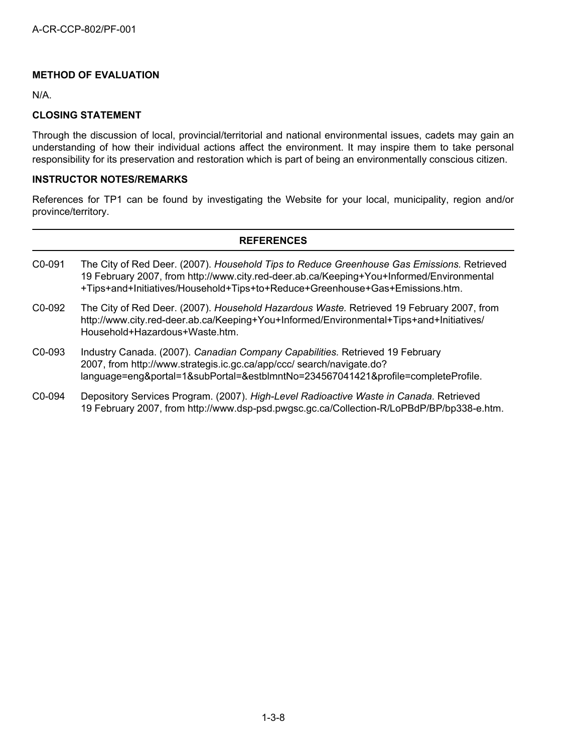**METHOD OF EVALUATION**

N/A.

**CLOSING STATEMENT**

Through the discussion of local, provincial/territorial and national environmental issues, cadets may gain an understanding of how their individual actions affect the environment. It may inspire them to take personal responsibility for its preservation and restoration which is part of being an environmentally conscious citizen.

**INSTRUCTOR NOTES/REMARKS**

References for TP1 can be found by investigating the Website for your local, municipality, region and/or province/territory.

**REFERENCES**

C0-091 The City of Red Deer. (2007). *Household Tips to Reduce Greenhouse Gas Emissions.* Retrieved 19 February 2007, from http://www.city.red-deer.ab.ca/Keeping+You+Informed/Environmental+Tips+and+Initiatives/Household+Tips+to+Reduce+Greenhouse+Gas+Emissions.htm.

C0-092 The City of Red Deer. (2007). *Household Hazardous Waste.* Retrieved 19 February 2007, from http://www.city.red-deer.ab.ca/Keeping+You+Informed/Environmental+Tips+and+Initiatives/Household+Hazardous+Waste.htm.

C0-093 Industry Canada. (2007). *Canadian Company Capabilities.* Retrieved 19 February 2007, from http://www.strategis.ic.gc.ca/app/ccc/ search/navigate.do?language=eng&portal=1&subPortal=&estblmntNo=234567041421&profile=completeProfile.

C0-094 Depository Services Program. (2007). *High-Level Radioactive Waste in Canada.* Retrieved 19 February 2007, from http://www.dsp-psd.pwgsc.gc.ca/Collection-R/LoPBdP/BP/bp338-e.htm.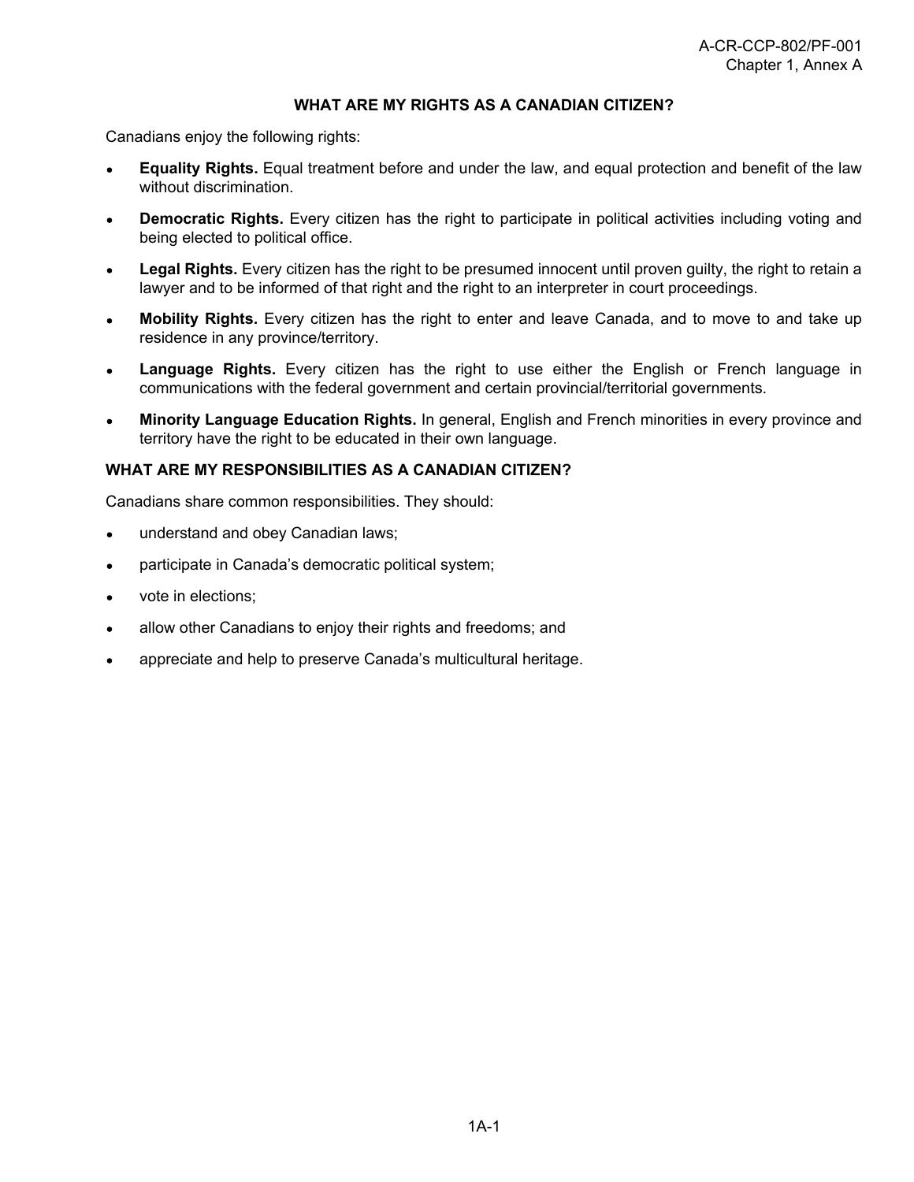## WHAT ARE MY RIGHTS AS A CANADIAN CITIZEN?

Canadians enjoy the following rights:

- **Equality Rights.** Equal treatment before and under the law, and equal protection and benefit of the law without discrimination.
- **Democratic Rights.** Every citizen has the right to participate in political activities including voting and being elected to political office.
- **Legal Rights.** Every citizen has the right to be presumed innocent until proven guilty, the right to retain a lawyer and to be informed of that right and the right to an interpreter in court proceedings.
- **Mobility Rights.** Every citizen has the right to enter and leave Canada, and to move to and take up residence in any province/territory.
- **Language Rights.** Every citizen has the right to use either the English or French language in communications with the federal government and certain provincial/territorial governments.
- **Minority Language Education Rights.** In general, English and French minorities in every province and territory have the right to be educated in their own language.

## WHAT ARE MY RESPONSIBILITIES AS A CANADIAN CITIZEN?

Canadians share common responsibilities. They should:

- understand and obey Canadian laws;
- participate in Canada's democratic political system;
- vote in elections;
- allow other Canadians to enjoy their rights and freedoms; and
- appreciate and help to preserve Canada's multicultural heritage.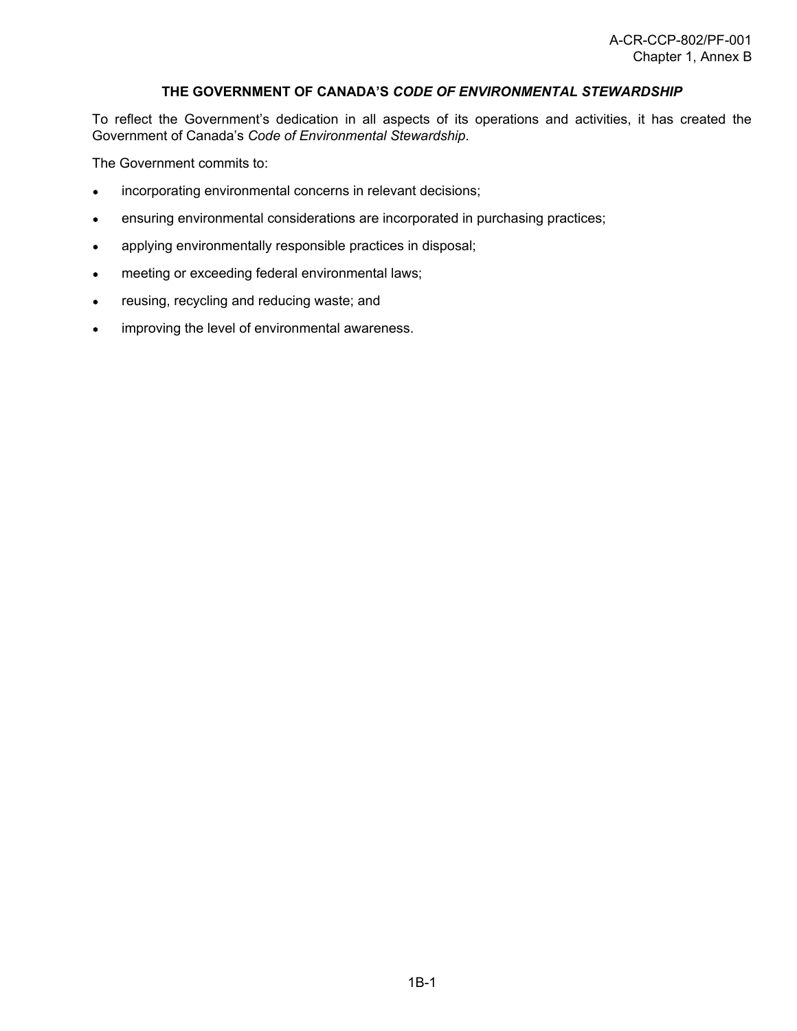# THE GOVERNMENT OF CANADA'S *CODE OF ENVIRONMENTAL STEWARDSHIP*

To reflect the Government's dedication in all aspects of its operations and activities, it has created the Government of Canada's *Code of Environmental Stewardship*.

The Government commits to:

- incorporating environmental concerns in relevant decisions;
- ensuring environmental considerations are incorporated in purchasing practices;
- applying environmentally responsible practices in disposal;
- meeting or exceeding federal environmental laws;
- reusing, recycling and reducing waste; and
- improving the level of environmental awareness.